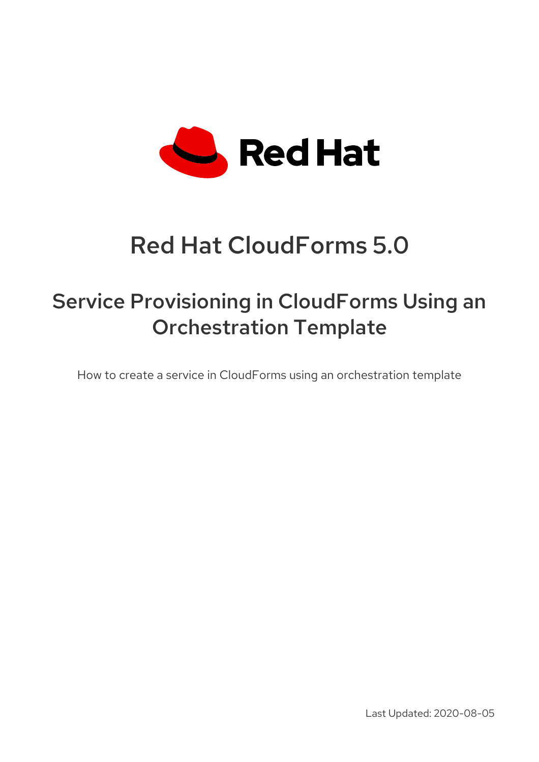# Red Hat CloudForms 5.0

## Service Provisioning in CloudForms Using an Orchestration Template

How to create a service in CloudForms using an orchestration template

Last Updated: 2020-08-05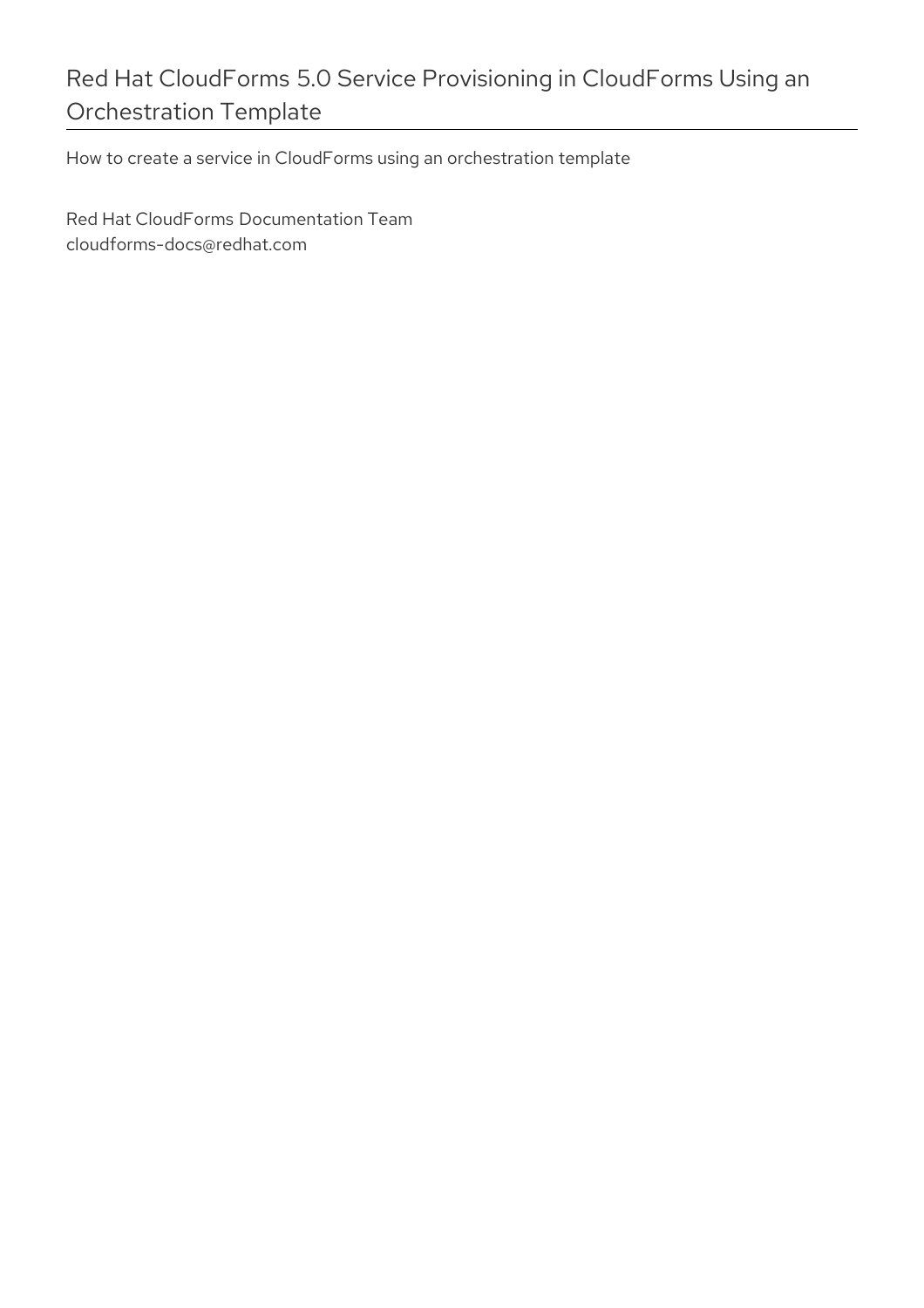# Red Hat CloudForms 5.0 Service Provisioning in CloudForms Using an Orchestration Template

How to create a service in CloudForms using an orchestration template

Red Hat CloudForms Documentation Team
cloudforms-docs@redhat.com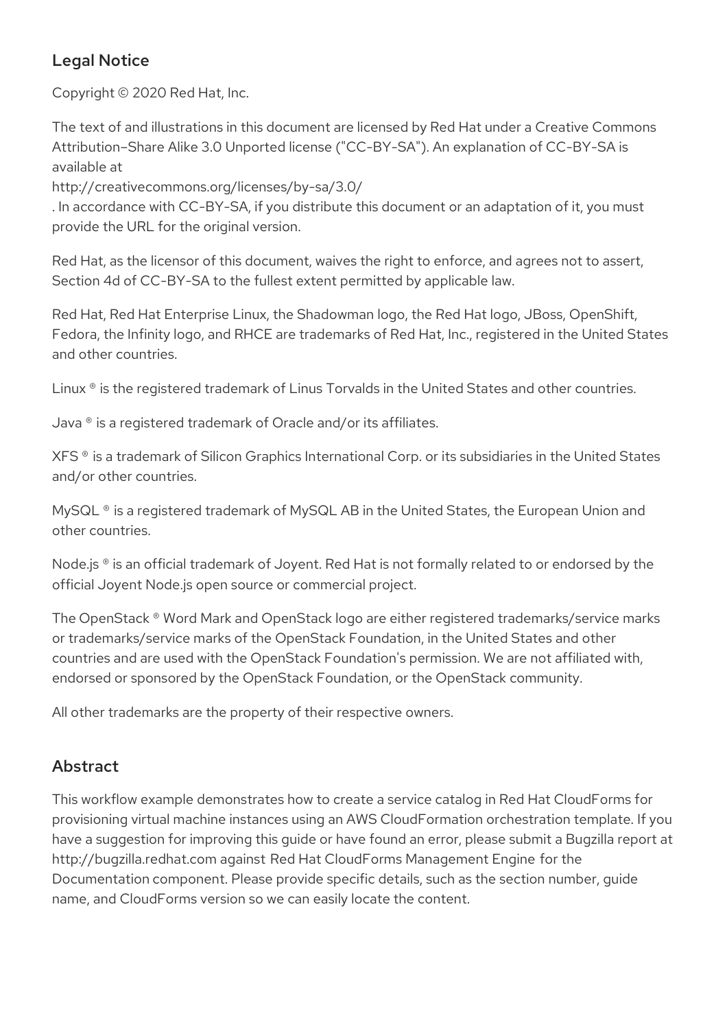## Legal Notice

Copyright © 2020 Red Hat, Inc.

The text of and illustrations in this document are licensed by Red Hat under a Creative Commons Attribution–Share Alike 3.0 Unported license ("CC-BY-SA"). An explanation of CC-BY-SA is available at
http://creativecommons.org/licenses/by-sa/3.0/
. In accordance with CC-BY-SA, if you distribute this document or an adaptation of it, you must provide the URL for the original version.

Red Hat, as the licensor of this document, waives the right to enforce, and agrees not to assert, Section 4d of CC-BY-SA to the fullest extent permitted by applicable law.

Red Hat, Red Hat Enterprise Linux, the Shadowman logo, the Red Hat logo, JBoss, OpenShift, Fedora, the Infinity logo, and RHCE are trademarks of Red Hat, Inc., registered in the United States and other countries.

Linux ® is the registered trademark of Linus Torvalds in the United States and other countries.

Java ® is a registered trademark of Oracle and/or its affiliates.

XFS ® is a trademark of Silicon Graphics International Corp. or its subsidiaries in the United States and/or other countries.

MySQL ® is a registered trademark of MySQL AB in the United States, the European Union and other countries.

Node.js ® is an official trademark of Joyent. Red Hat is not formally related to or endorsed by the official Joyent Node.js open source or commercial project.

The OpenStack ® Word Mark and OpenStack logo are either registered trademarks/service marks or trademarks/service marks of the OpenStack Foundation, in the United States and other countries and are used with the OpenStack Foundation's permission. We are not affiliated with, endorsed or sponsored by the OpenStack Foundation, or the OpenStack community.

All other trademarks are the property of their respective owners.

## Abstract

This workflow example demonstrates how to create a service catalog in Red Hat CloudForms for provisioning virtual machine instances using an AWS CloudFormation orchestration template. If you have a suggestion for improving this guide or have found an error, please submit a Bugzilla report at http://bugzilla.redhat.com against Red Hat CloudForms Management Engine for the Documentation component. Please provide specific details, such as the section number, guide name, and CloudForms version so we can easily locate the content.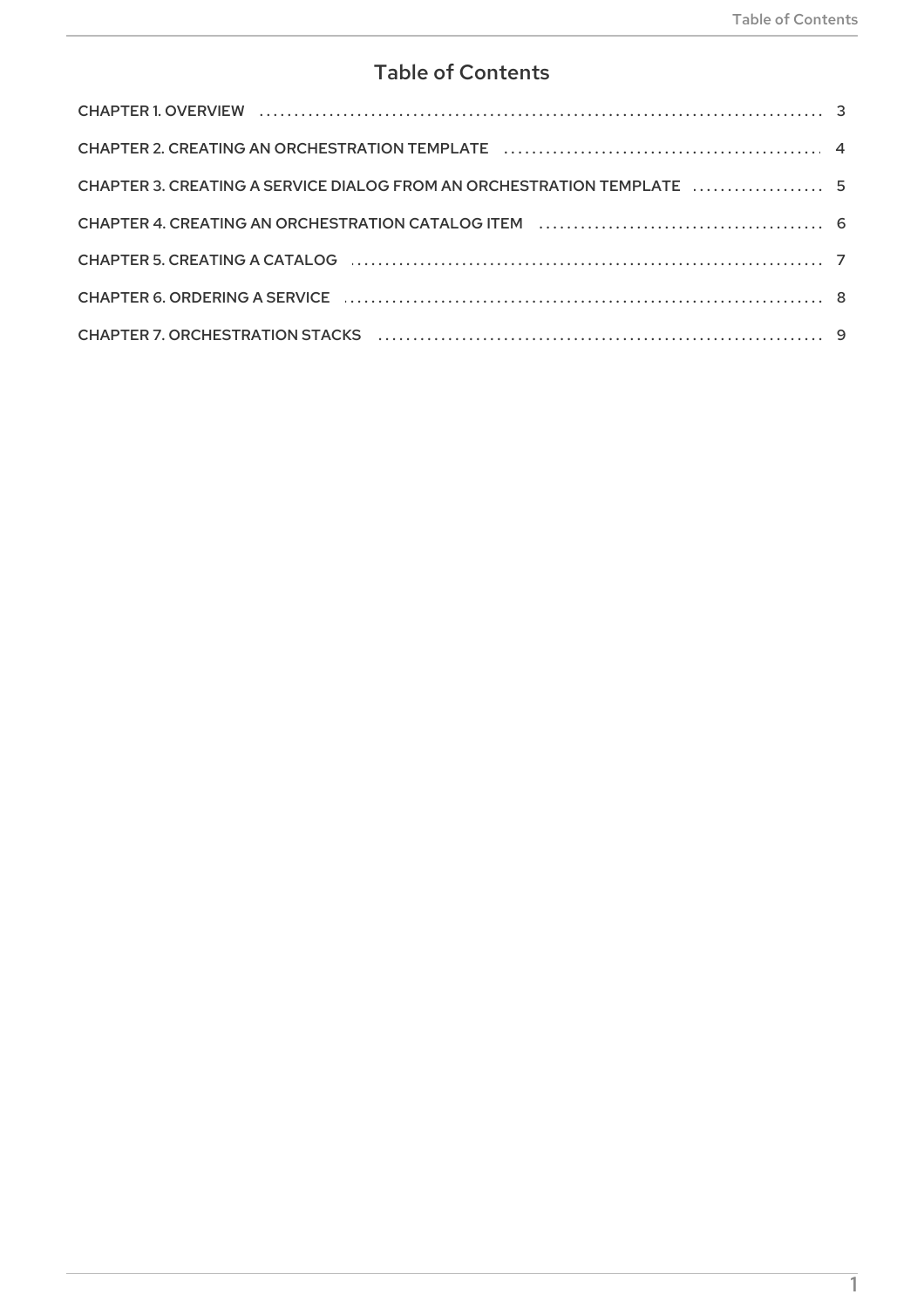# Table of Contents

CHAPTER 1. OVERVIEW ........................................................................ 3

CHAPTER 2. CREATING AN ORCHESTRATION TEMPLATE ........................................ 4

CHAPTER 3. CREATING A SERVICE DIALOG FROM AN ORCHESTRATION TEMPLATE .................. 5

CHAPTER 4. CREATING AN ORCHESTRATION CATALOG ITEM ....................................... 6

CHAPTER 5. CREATING A CATALOG ............................................................. 7

CHAPTER 6. ORDERING A SERVICE ............................................................. 8

CHAPTER 7. ORCHESTRATION STACKS .......................................................... 9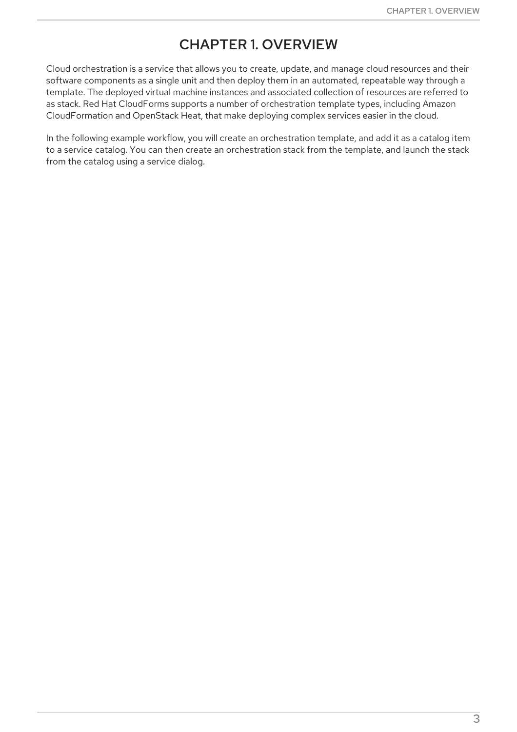# CHAPTER 1. OVERVIEW

Cloud orchestration is a service that allows you to create, update, and manage cloud resources and their software components as a single unit and then deploy them in an automated, repeatable way through a template. The deployed virtual machine instances and associated collection of resources are referred to as stack. Red Hat CloudForms supports a number of orchestration template types, including Amazon CloudFormation and OpenStack Heat, that make deploying complex services easier in the cloud.

In the following example workflow, you will create an orchestration template, and add it as a catalog item to a service catalog. You can then create an orchestration stack from the template, and launch the stack from the catalog using a service dialog.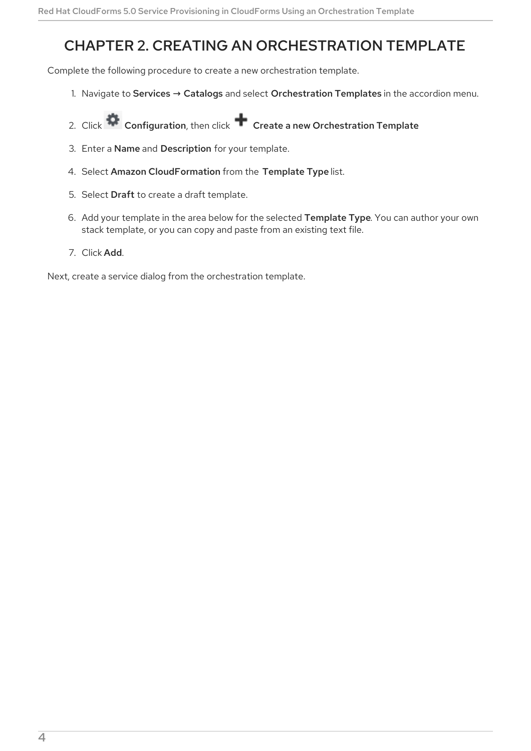# CHAPTER 2. CREATING AN ORCHESTRATION TEMPLATE

Complete the following procedure to create a new orchestration template.

1. Navigate to **Services** → **Catalogs** and select **Orchestration Templates** in the accordion menu.
2. Click **Configuration**, then click **Create a new Orchestration Template**
3. Enter a **Name** and **Description** for your template.
4. Select **Amazon CloudFormation** from the **Template Type** list.
5. Select **Draft** to create a draft template.
6. Add your template in the area below for the selected **Template Type**. You can author your own stack template, or you can copy and paste from an existing text file.
7. Click **Add**.

Next, create a service dialog from the orchestration template.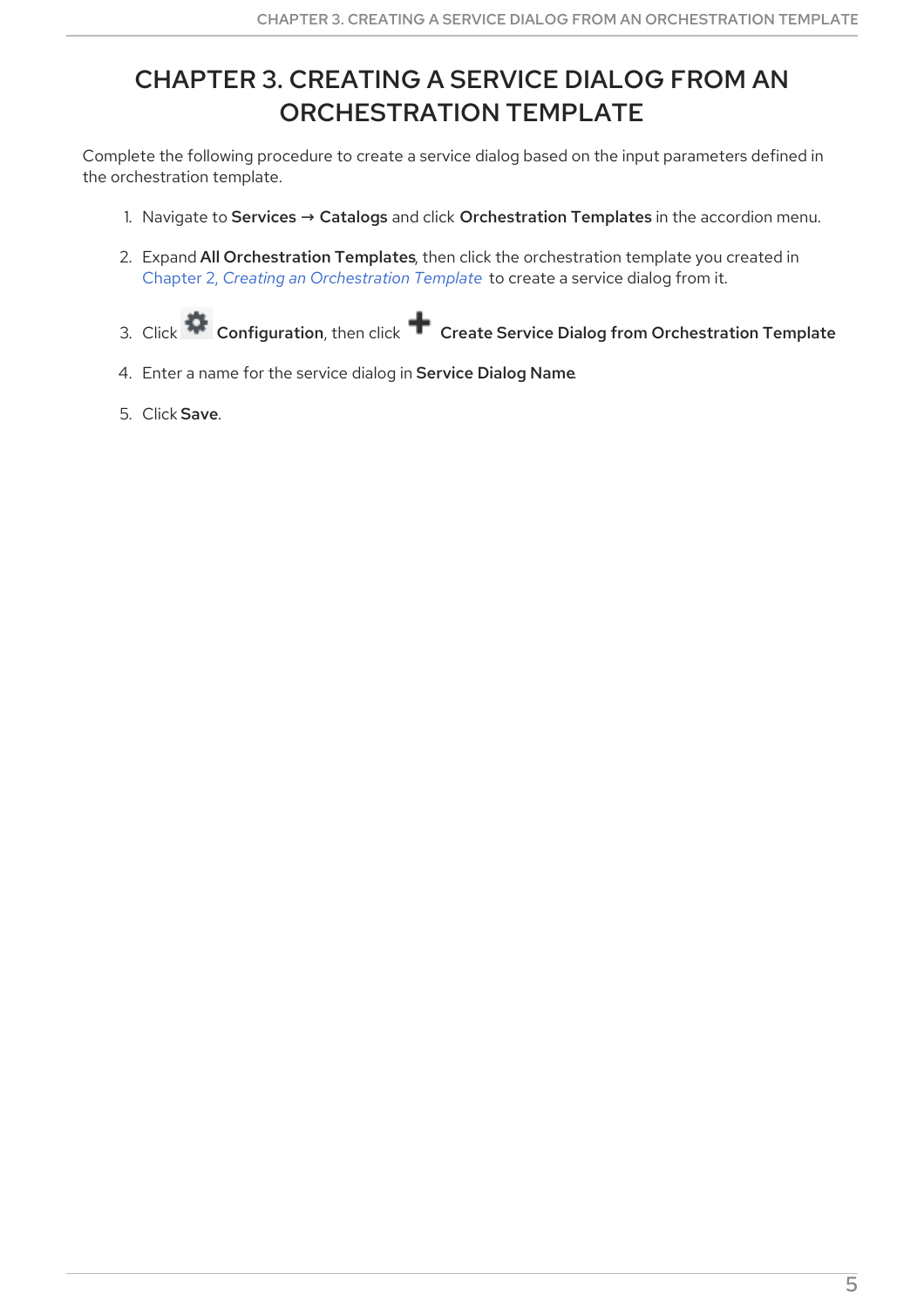# CHAPTER 3. CREATING A SERVICE DIALOG FROM AN ORCHESTRATION TEMPLATE

Complete the following procedure to create a service dialog based on the input parameters defined in the orchestration template.

1. Navigate to **Services** → **Catalogs** and click **Orchestration Templates** in the accordion menu.
2. Expand **All Orchestration Templates**, then click the orchestration template you created in *Chapter 2, Creating an Orchestration Template* to create a service dialog from it.
3. Click **Configuration**, then click **Create Service Dialog from Orchestration Template**
4. Enter a name for the service dialog in **Service Dialog Name**.
5. Click **Save**.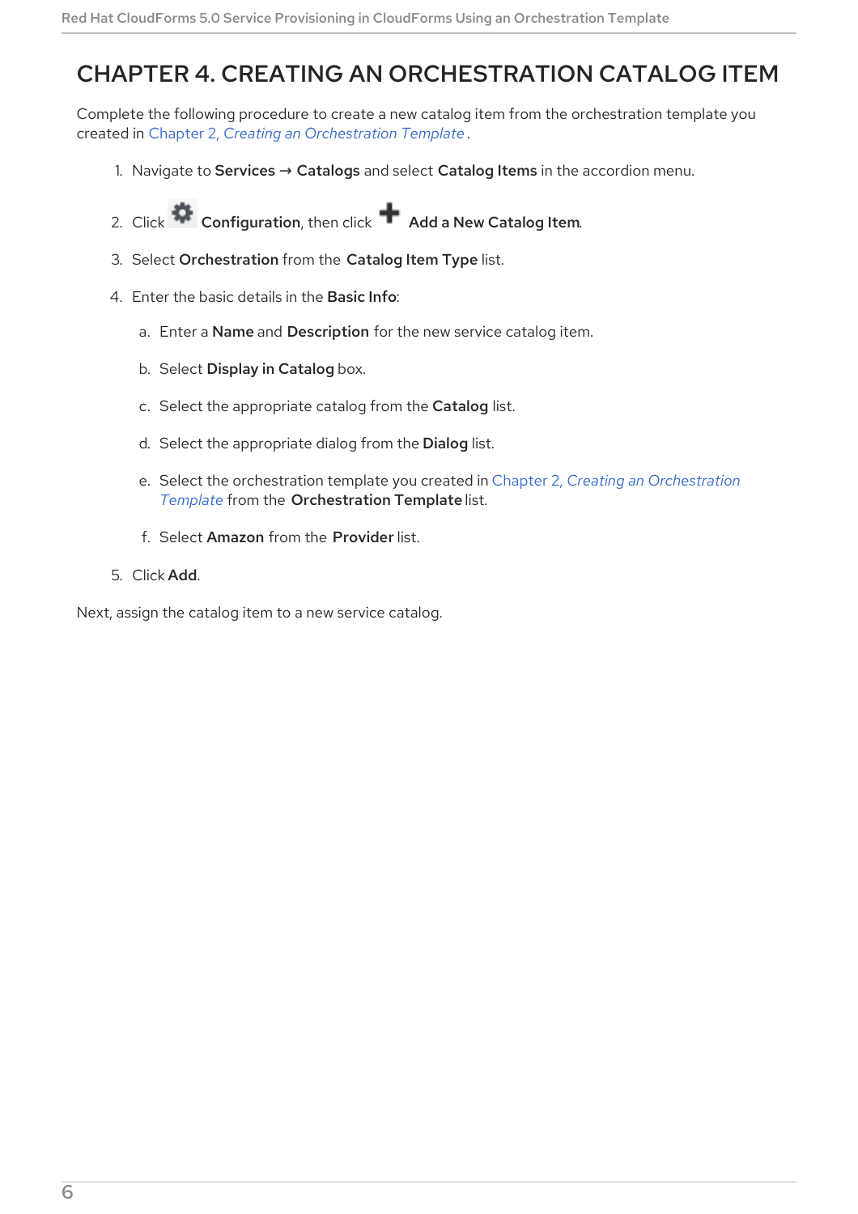# CHAPTER 4. CREATING AN ORCHESTRATION CATALOG ITEM

Complete the following procedure to create a new catalog item from the orchestration template you created in *Chapter 2, Creating an Orchestration Template*.

1. Navigate to **Services** → **Catalogs** and select **Catalog Items** in the accordion menu.
2. Click **Configuration**, then click **Add a New Catalog Item**.
3. Select **Orchestration** from the **Catalog Item Type** list.
4. Enter the basic details in the **Basic Info**:
    a. Enter a **Name** and **Description** for the new service catalog item.
    b. Select **Display in Catalog** box.
    c. Select the appropriate catalog from the **Catalog** list.
    d. Select the appropriate dialog from the **Dialog** list.
    e. Select the orchestration template you created in *Chapter 2, Creating an Orchestration Template* from the **Orchestration Template** list.
    f. Select **Amazon** from the **Provider** list.
5. Click **Add**.

Next, assign the catalog item to a new service catalog.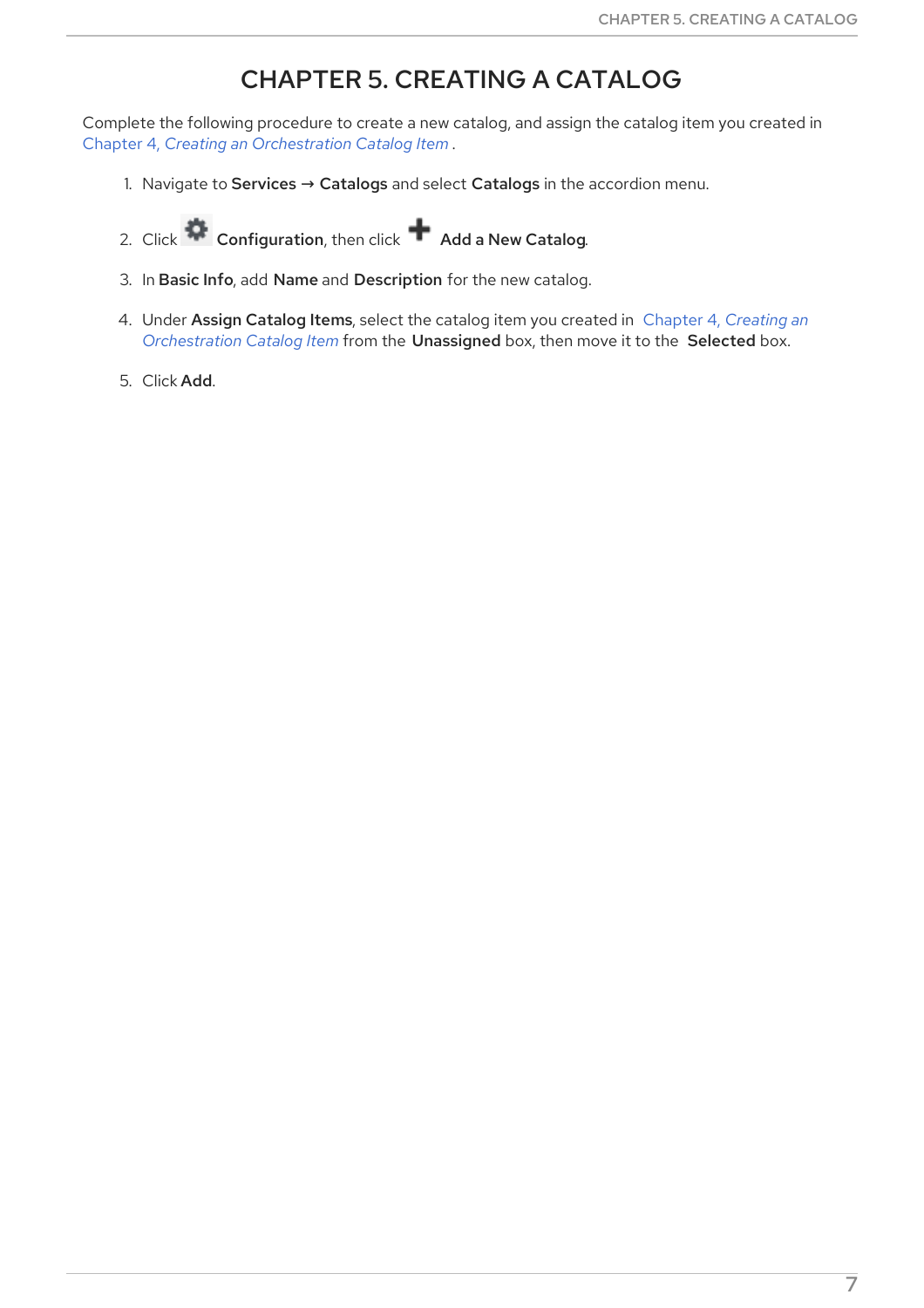# CHAPTER 5. CREATING A CATALOG

Complete the following procedure to create a new catalog, and assign the catalog item you created in Chapter 4, *Creating an Orchestration Catalog Item* .

1. Navigate to **Services** → **Catalogs** and select **Catalogs** in the accordion menu.

2. Click **Configuration**, then click **Add a New Catalog**.

3. In **Basic Info**, add **Name** and **Description** for the new catalog.

4. Under **Assign Catalog Items**, select the catalog item you created in Chapter 4, *Creating an Orchestration Catalog Item* from the **Unassigned** box, then move it to the **Selected** box.

5. Click **Add**.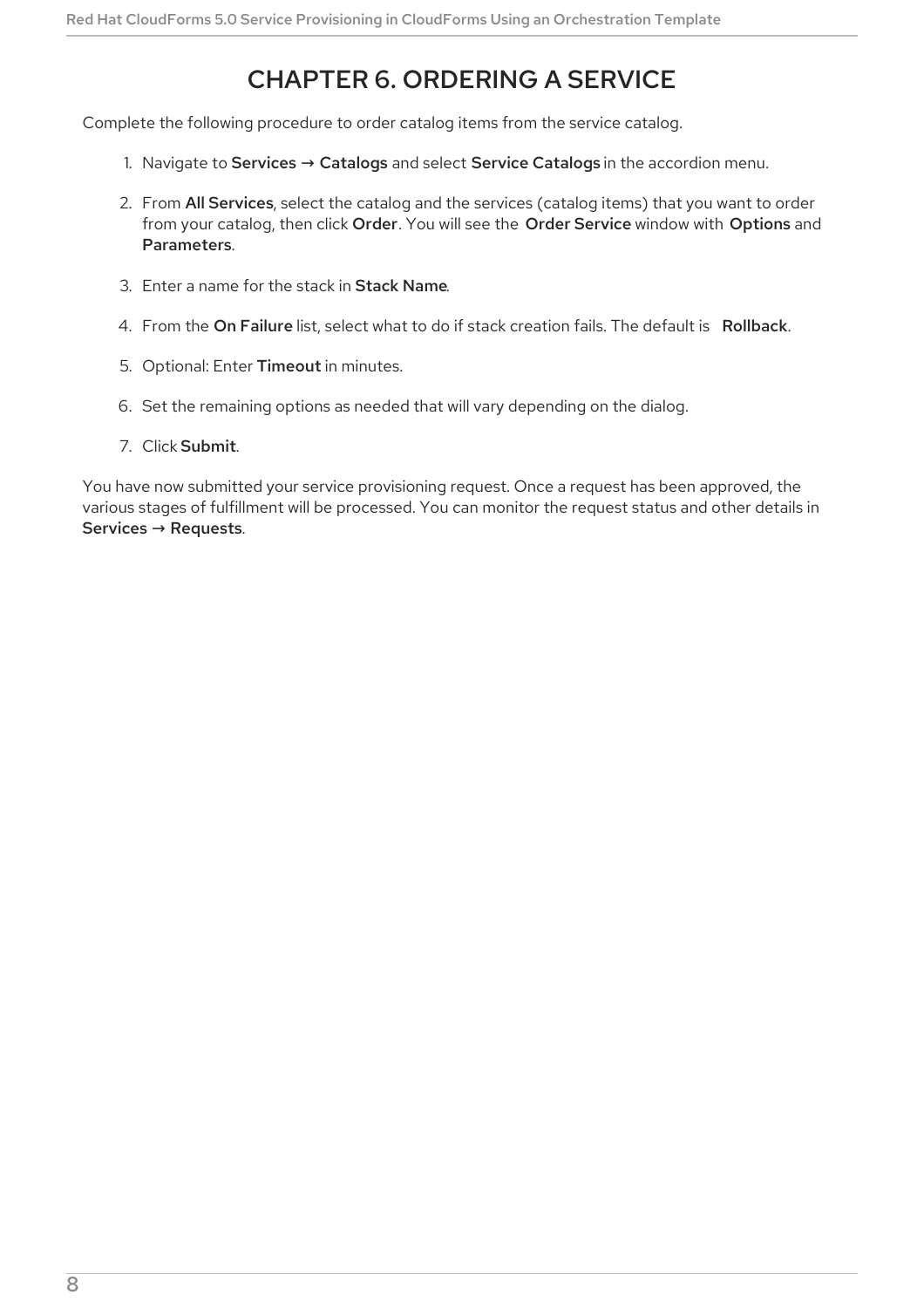# CHAPTER 6. ORDERING A SERVICE

Complete the following procedure to order catalog items from the service catalog.

1. Navigate to **Services** → **Catalogs** and select **Service Catalogs** in the accordion menu.
2. From **All Services**, select the catalog and the services (catalog items) that you want to order from your catalog, then click **Order**. You will see the **Order Service** window with **Options** and **Parameters**.
3. Enter a name for the stack in **Stack Name**.
4. From the **On Failure** list, select what to do if stack creation fails. The default is **Rollback**.
5. Optional: Enter **Timeout** in minutes.
6. Set the remaining options as needed that will vary depending on the dialog.
7. Click **Submit**.

You have now submitted your service provisioning request. Once a request has been approved, the various stages of fulfillment will be processed. You can monitor the request status and other details in **Services** → **Requests**.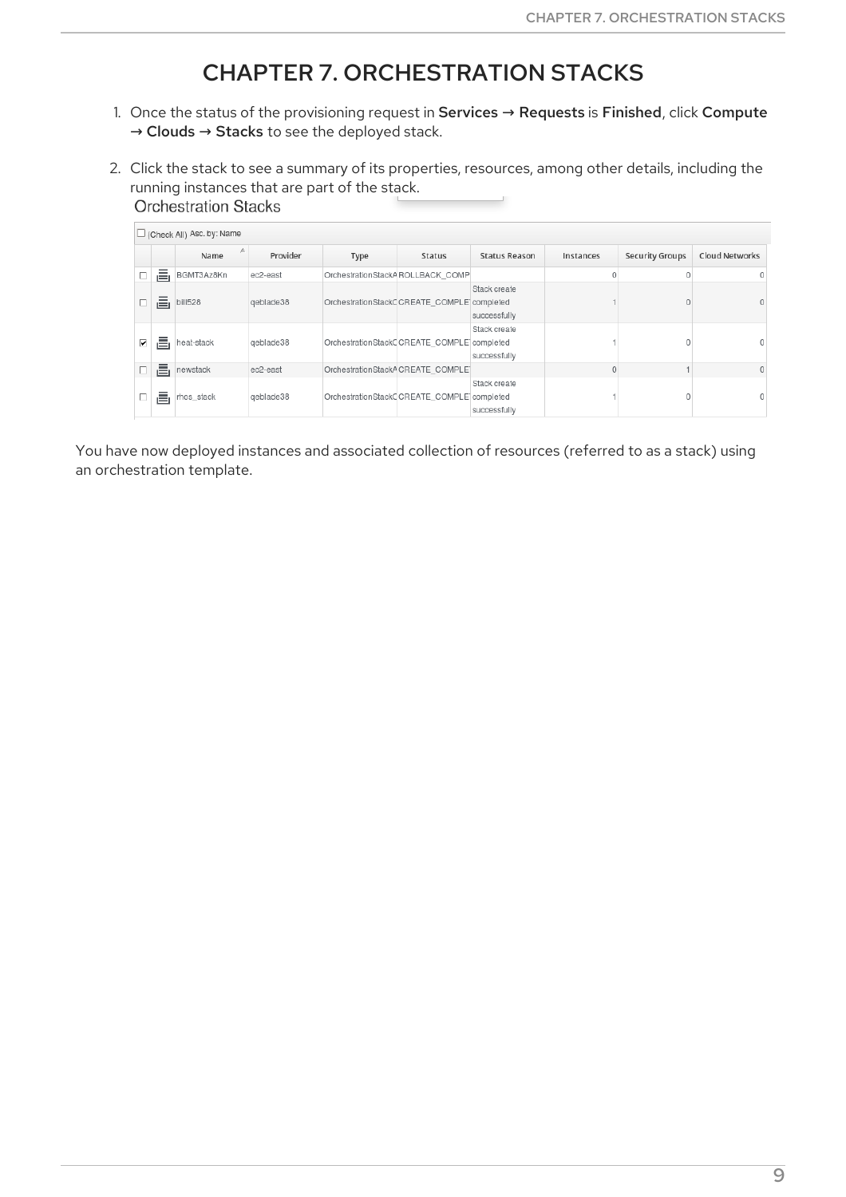# CHAPTER 7. ORCHESTRATION STACKS

1. Once the status of the provisioning request in **Services → Requests** is **Finished**, click **Compute → Clouds → Stacks** to see the deployed stack.

2. Click the stack to see a summary of its properties, resources, among other details, including the running instances that are part of the stack.

Orchestration Stacks

(Check All) Asc. by: Name

| | | Name | Provider | Type | Status | Status Reason | Instances | Security Groups | Cloud Networks |
|---|---|---|---|---|---|---|---|---|---|
| ☐ | | BGMT3Az8Kn | ec2-east | OrchestrationStackA | ROLLBACK_COMP | | 0 | 0 | 0 |
| ☐ | | bill528 | qeblade38 | OrchestrationStackC | CREATE_COMPLET | Stack create completed successfully | 1 | 0 | 0 |
| ☑ | | heat-stack | qeblade38 | OrchestrationStackC | CREATE_COMPLET | Stack create completed successfully | 1 | 0 | 0 |
| ☐ | | newstack | ec2-east | OrchestrationStackA | CREATE_COMPLET | | 0 | 1 | 0 |
| ☐ | | rhos_stack | qeblade38 | OrchestrationStackC | CREATE_COMPLET | Stack create completed successfully | 1 | 0 | 0 |

You have now deployed instances and associated collection of resources (referred to as a stack) using an orchestration template.